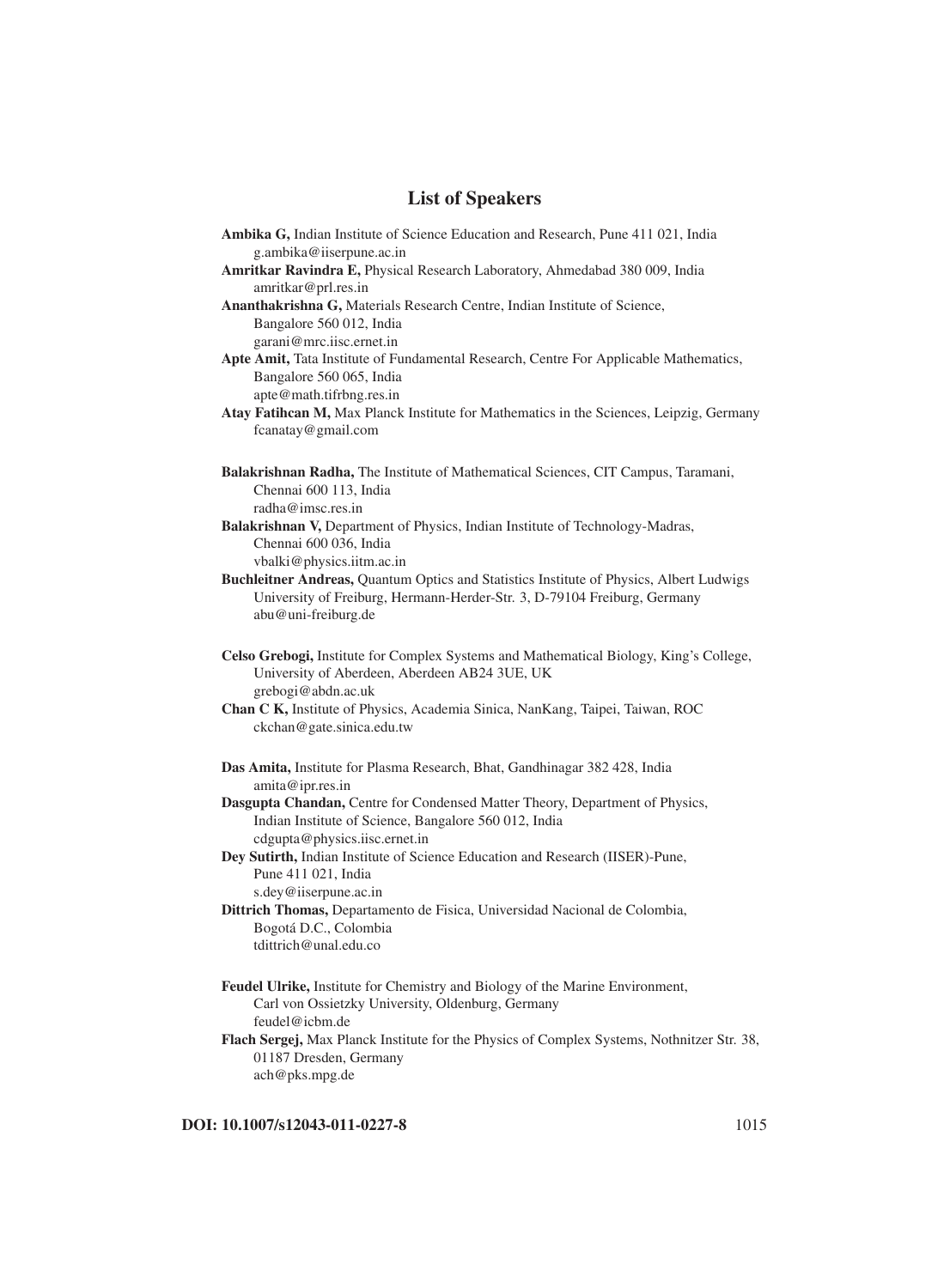# List of Speakers

**Ambika G,** Indian Institute of Science Education and Research, Pune 411 021, India
g.ambika@iiserpune.ac.in

**Amritkar Ravindra E,** Physical Research Laboratory, Ahmedabad 380 009, India
amritkar@prl.res.in

**Ananthakrishna G,** Materials Research Centre, Indian Institute of Science, Bangalore 560 012, India
garani@mrc.iisc.ernet.in

**Apte Amit,** Tata Institute of Fundamental Research, Centre For Applicable Mathematics, Bangalore 560 065, India
apte@math.tifrbng.res.in

**Atay Fatihcan M,** Max Planck Institute for Mathematics in the Sciences, Leipzig, Germany
fcanatay@gmail.com

**Balakrishnan Radha,** The Institute of Mathematical Sciences, CIT Campus, Taramani, Chennai 600 113, India
radha@imsc.res.in

**Balakrishnan V,** Department of Physics, Indian Institute of Technology-Madras, Chennai 600 036, India
vbalki@physics.iitm.ac.in

**Buchleitner Andreas,** Quantum Optics and Statistics Institute of Physics, Albert Ludwigs University of Freiburg, Hermann-Herder-Str. 3, D-79104 Freiburg, Germany
abu@uni-freiburg.de

**Celso Grebogi,** Institute for Complex Systems and Mathematical Biology, King's College, University of Aberdeen, Aberdeen AB24 3UE, UK
grebogi@abdn.ac.uk

**Chan C K,** Institute of Physics, Academia Sinica, NanKang, Taipei, Taiwan, ROC
ckchan@gate.sinica.edu.tw

**Das Amita,** Institute for Plasma Research, Bhat, Gandhinagar 382 428, India
amita@ipr.res.in

**Dasgupta Chandan,** Centre for Condensed Matter Theory, Department of Physics, Indian Institute of Science, Bangalore 560 012, India
cdgupta@physics.iisc.ernet.in

**Dey Sutirth,** Indian Institute of Science Education and Research (IISER)-Pune, Pune 411 021, India
s.dey@iiserpune.ac.in

**Dittrich Thomas,** Departamento de Fisica, Universidad Nacional de Colombia, Bogotá D.C., Colombia
tdittrich@unal.edu.co

**Feudel Ulrike,** Institute for Chemistry and Biology of the Marine Environment, Carl von Ossietzky University, Oldenburg, Germany
feudel@icbm.de

**Flach Sergej,** Max Planck Institute for the Physics of Complex Systems, Nothnitzer Str. 38, 01187 Dresden, Germany
ach@pks.mpg.de

DOI: 10.1007/s12043-011-0227-8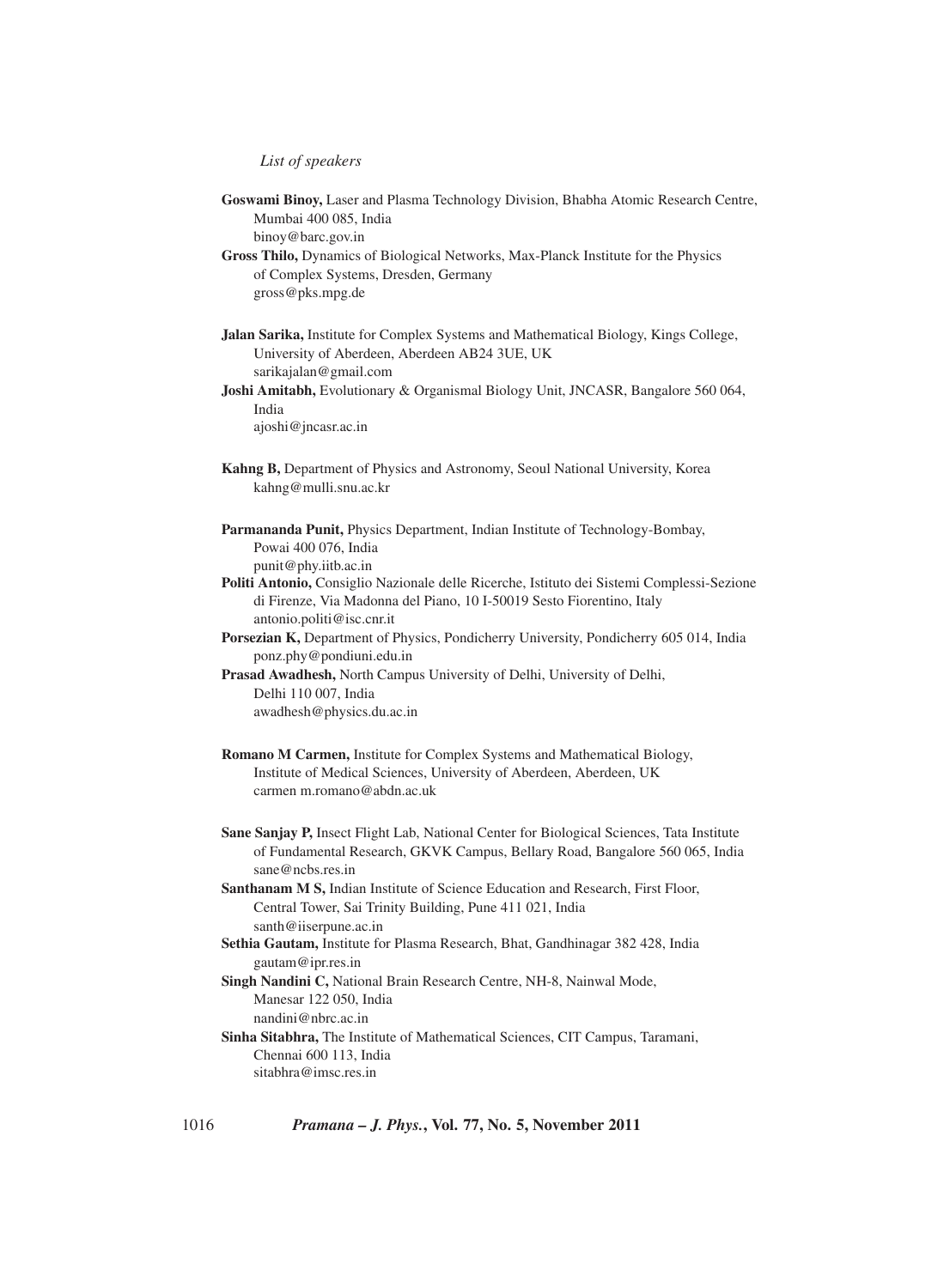*List of speakers*

**Goswami Binoy,** Laser and Plasma Technology Division, Bhabha Atomic Research Centre, Mumbai 400 085, India
binoy@barc.gov.in

**Gross Thilo,** Dynamics of Biological Networks, Max-Planck Institute for the Physics of Complex Systems, Dresden, Germany
gross@pks.mpg.de

**Jalan Sarika,** Institute for Complex Systems and Mathematical Biology, Kings College, University of Aberdeen, Aberdeen AB24 3UE, UK
sarikajalan@gmail.com

**Joshi Amitabh,** Evolutionary & Organismal Biology Unit, JNCASR, Bangalore 560 064, India
ajoshi@jncasr.ac.in

**Kahng B,** Department of Physics and Astronomy, Seoul National University, Korea
kahng@mulli.snu.ac.kr

**Parmananda Punit,** Physics Department, Indian Institute of Technology-Bombay, Powai 400 076, India
punit@phy.iitb.ac.in

**Politi Antonio,** Consiglio Nazionale delle Ricerche, Istituto dei Sistemi Complessi-Sezione di Firenze, Via Madonna del Piano, 10 I-50019 Sesto Fiorentino, Italy
antonio.politi@isc.cnr.it

**Porsezian K,** Department of Physics, Pondicherry University, Pondicherry 605 014, India
ponz.phy@pondiuni.edu.in

**Prasad Awadhesh,** North Campus University of Delhi, University of Delhi, Delhi 110 007, India
awadhesh@physics.du.ac.in

**Romano M Carmen,** Institute for Complex Systems and Mathematical Biology, Institute of Medical Sciences, University of Aberdeen, Aberdeen, UK
carmen m.romano@abdn.ac.uk

**Sane Sanjay P,** Insect Flight Lab, National Center for Biological Sciences, Tata Institute of Fundamental Research, GKVK Campus, Bellary Road, Bangalore 560 065, India
sane@ncbs.res.in

**Santhanam M S,** Indian Institute of Science Education and Research, First Floor, Central Tower, Sai Trinity Building, Pune 411 021, India
santh@iiserpune.ac.in

**Sethia Gautam,** Institute for Plasma Research, Bhat, Gandhinagar 382 428, India
gautam@ipr.res.in

**Singh Nandini C,** National Brain Research Centre, NH-8, Nainwal Mode, Manesar 122 050, India
nandini@nbrc.ac.in

**Sinha Sitabhra,** The Institute of Mathematical Sciences, CIT Campus, Taramani, Chennai 600 113, India
sitabhra@imsc.res.in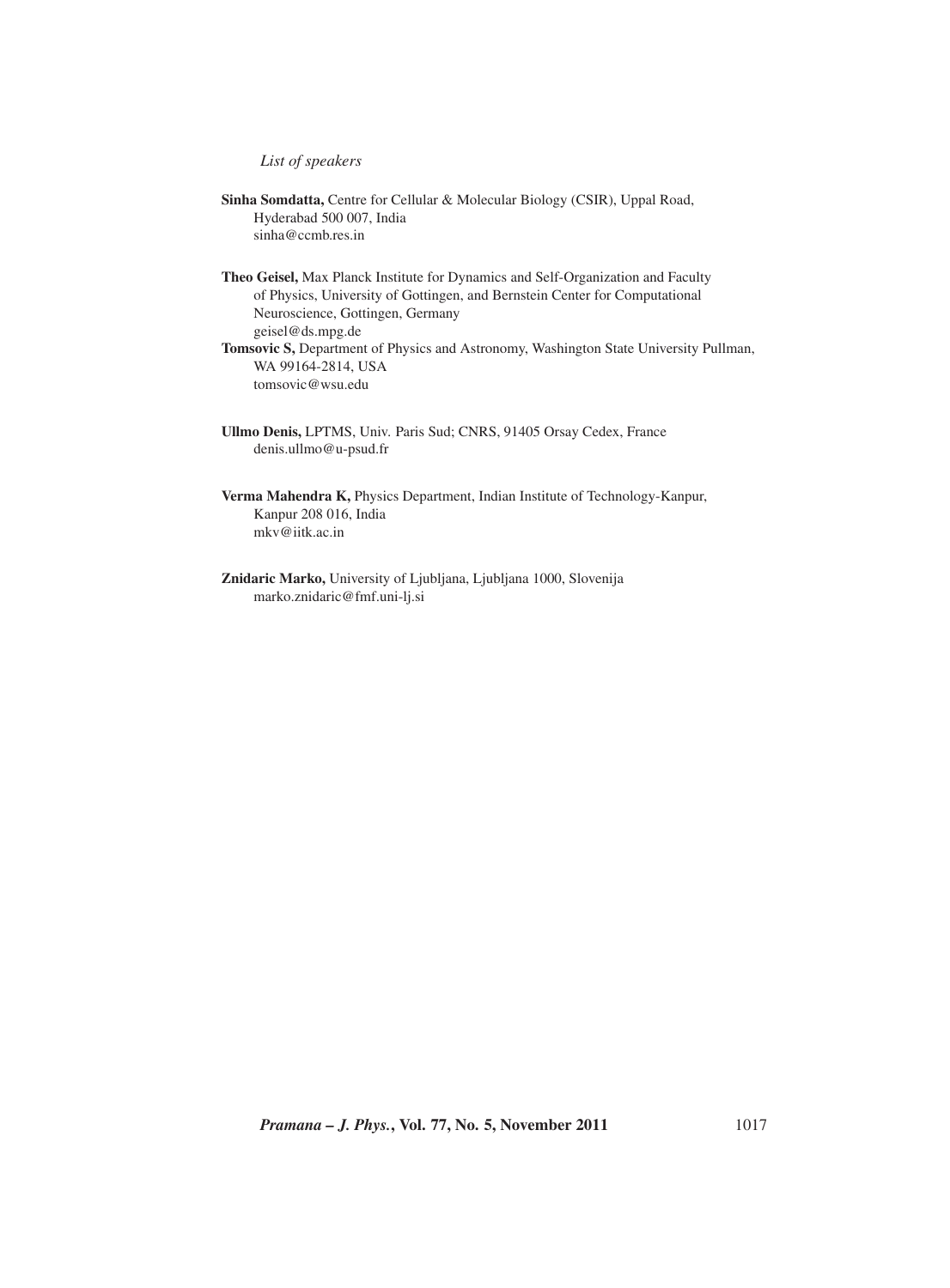*List of speakers*

**Sinha Somdatta,** Centre for Cellular & Molecular Biology (CSIR), Uppal Road, Hyderabad 500 007, India
sinha@ccmb.res.in

**Theo Geisel,** Max Planck Institute for Dynamics and Self-Organization and Faculty of Physics, University of Gottingen, and Bernstein Center for Computational Neuroscience, Gottingen, Germany
geisel@ds.mpg.de

**Tomsovic S,** Department of Physics and Astronomy, Washington State University Pullman, WA 99164-2814, USA
tomsovic@wsu.edu

**Ullmo Denis,** LPTMS, Univ. Paris Sud; CNRS, 91405 Orsay Cedex, France
denis.ullmo@u-psud.fr

**Verma Mahendra K,** Physics Department, Indian Institute of Technology-Kanpur, Kanpur 208 016, India
mkv@iitk.ac.in

**Znidaric Marko,** University of Ljubljana, Ljubljana 1000, Slovenija
marko.znidaric@fmf.uni-lj.si